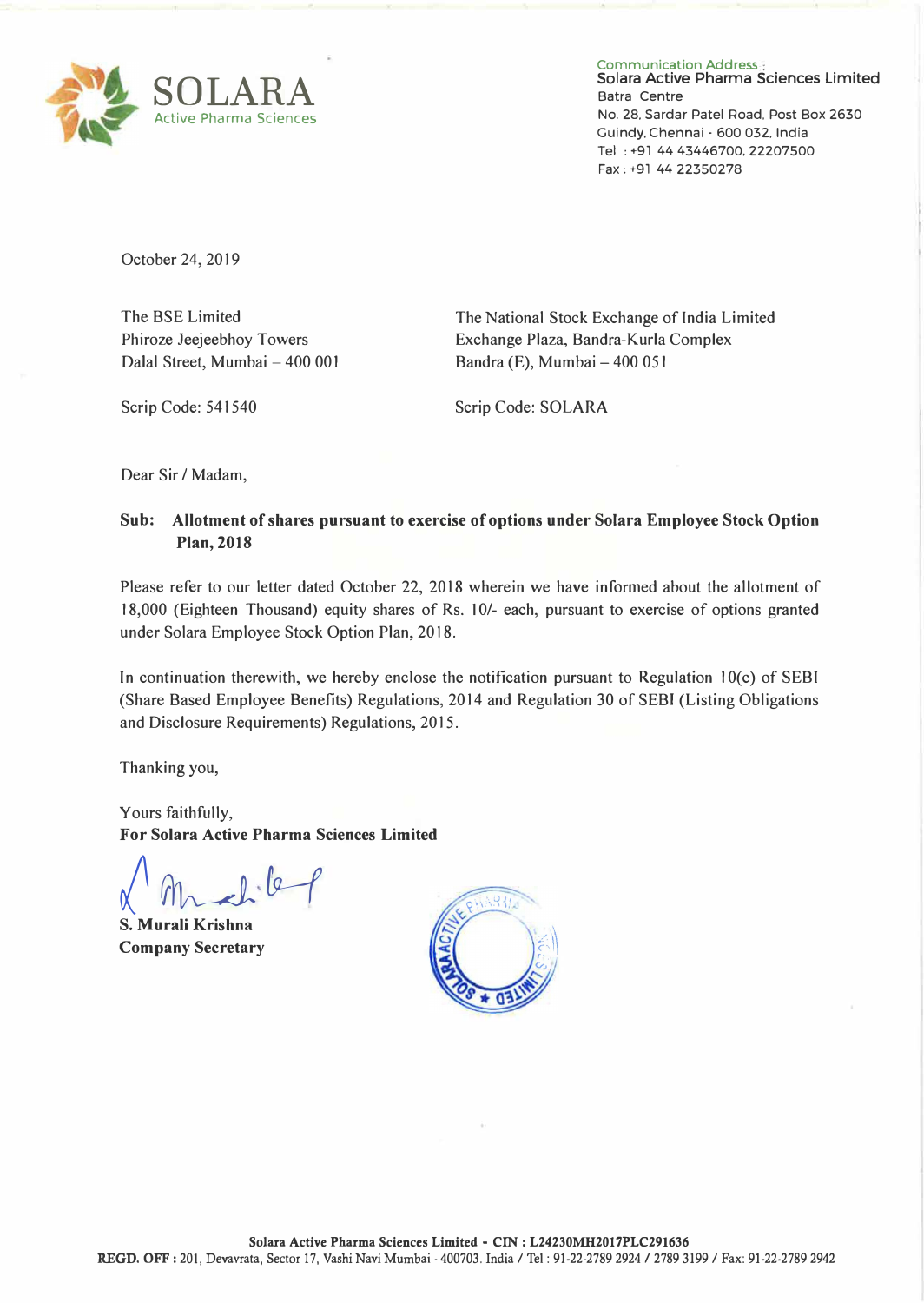SOLARA
Active Pharma Sciences

Communication Address :
Solara Active Pharma Sciences Limited
Batra Centre
No. 28, Sardar Patel Road, Post Box 2630
Guindy, Chennai - 600 032, India
Tel : +91 44 43446700, 22207500
Fax : +91 44 22350278

October 24, 2019

The BSE Limited
Phiroze Jeejeebhoy Towers
Dalal Street, Mumbai – 400 001

Scrip Code: 541540

The National Stock Exchange of India Limited
Exchange Plaza, Bandra-Kurla Complex
Bandra (E), Mumbai – 400 051

Scrip Code: SOLARA

Dear Sir / Madam,

**Sub: Allotment of shares pursuant to exercise of options under Solara Employee Stock Option Plan, 2018**

Please refer to our letter dated October 22, 2018 wherein we have informed about the allotment of 18,000 (Eighteen Thousand) equity shares of Rs. 10/- each, pursuant to exercise of options granted under Solara Employee Stock Option Plan, 2018.

In continuation therewith, we hereby enclose the notification pursuant to Regulation 10(c) of SEBI (Share Based Employee Benefits) Regulations, 2014 and Regulation 30 of SEBI (Listing Obligations and Disclosure Requirements) Regulations, 2015.

Thanking you,

Yours faithfully,
**For Solara Active Pharma Sciences Limited**

**S. Murali Krishna**
**Company Secretary**

**Solara Active Pharma Sciences Limited - CIN : L24230MH2017PLC291636**
**REGD. OFF :** 201, Devavrata, Sector 17, Vashi Navi Mumbai - 400703. India / Tel : 91-22-2789 2924 / 2789 3199 / Fax: 91-22-2789 2942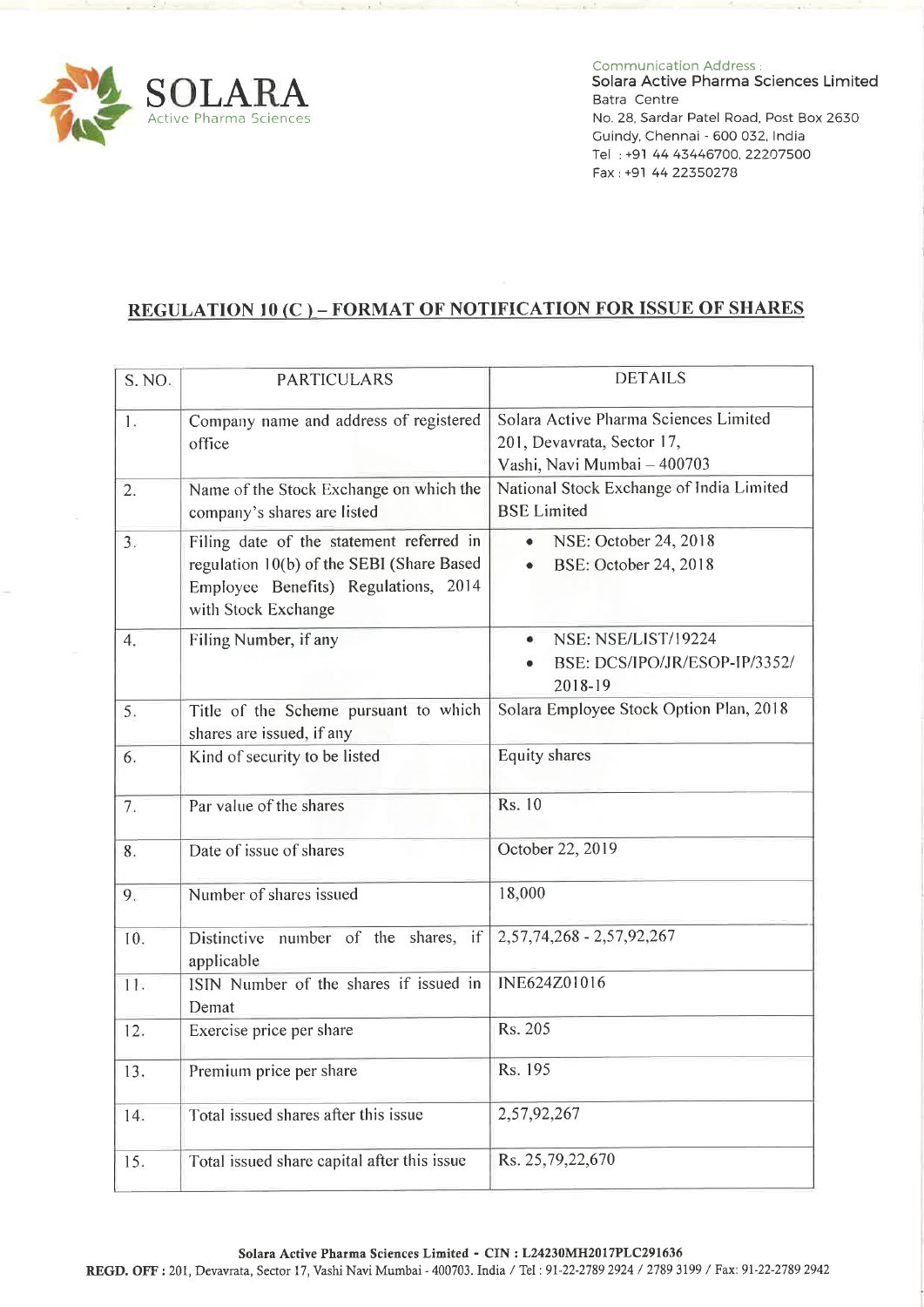SOLARA
Active Pharma Sciences

Communication Address :
Solara Active Pharma Sciences Limited
Batra Centre
No. 28, Sardar Patel Road, Post Box 2630
Guindy, Chennai - 600 032, India
Tel : +91 44 43446700, 22207500
Fax : +91 44 22350278

## REGULATION 10 (C ) – FORMAT OF NOTIFICATION FOR ISSUE OF SHARES

| S. NO. | PARTICULARS | DETAILS |
|---|---|---|
| 1. | Company name and address of registered office | Solara Active Pharma Sciences Limited<br>201, Devavrata, Sector 17,<br>Vashi, Navi Mumbai – 400703 |
| 2. | Name of the Stock Exchange on which the company's shares are listed | National Stock Exchange of India Limited<br>BSE Limited |
| 3. | Filing date of the statement referred in regulation 10(b) of the SEBI (Share Based Employee Benefits) Regulations, 2014 with Stock Exchange | • NSE: October 24, 2018<br>• BSE: October 24, 2018 |
| 4. | Filing Number, if any | • NSE: NSE/LIST/19224<br>• BSE: DCS/IPO/JR/ESOP-IP/3352/ 2018-19 |
| 5. | Title of the Scheme pursuant to which shares are issued, if any | Solara Employee Stock Option Plan, 2018 |
| 6. | Kind of security to be listed | Equity shares |
| 7. | Par value of the shares | Rs. 10 |
| 8. | Date of issue of shares | October 22, 2019 |
| 9. | Number of shares issued | 18,000 |
| 10. | Distinctive number of the shares, if applicable | 2,57,74,268 - 2,57,92,267 |
| 11. | ISIN Number of the shares if issued in Demat | INE624Z01016 |
| 12. | Exercise price per share | Rs. 205 |
| 13. | Premium price per share | Rs. 195 |
| 14. | Total issued shares after this issue | 2,57,92,267 |
| 15. | Total issued share capital after this issue | Rs. 25,79,22,670 |

**Solara Active Pharma Sciences Limited - CIN : L24230MH2017PLC291636**
**REGD. OFF :** 201, Devavrata, Sector 17, Vashi Navi Mumbai - 400703. India / Tel : 91-22-2789 2924 / 2789 3199 / Fax: 91-22-2789 2942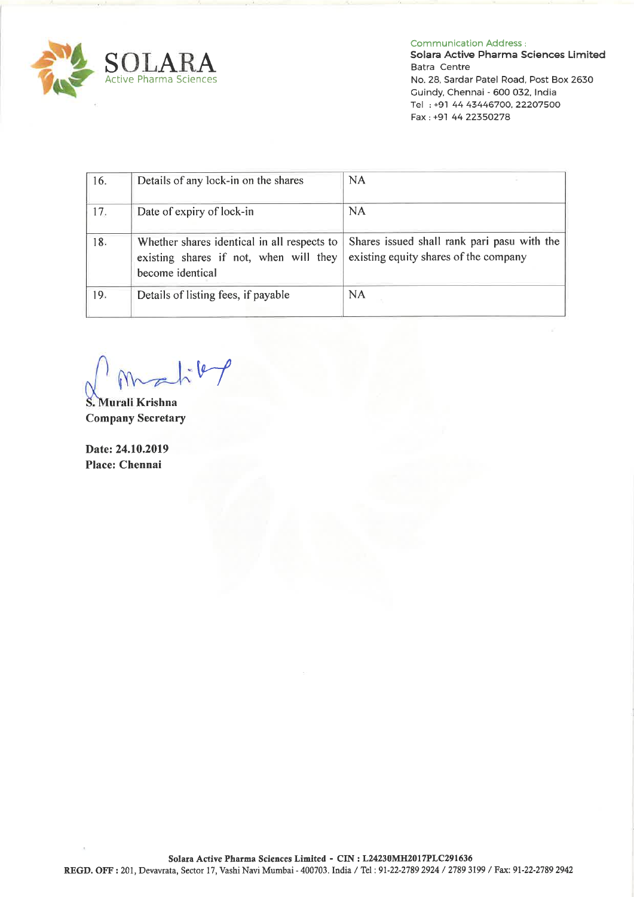Communication Address :
**Solara Active Pharma Sciences Limited**
Batra Centre
No. 28, Sardar Patel Road, Post Box 2630
Guindy, Chennai - 600 032, India
Tel : +91 44 43446700, 22207500
Fax : +91 44 22350278

| | | |
|---|---|---|
| 16. | Details of any lock-in on the shares | NA |
| 17. | Date of expiry of lock-in | NA |
| 18. | Whether shares identical in all respects to existing shares if not, when will they become identical | Shares issued shall rank pari pasu with the existing equity shares of the company |
| 19. | Details of listing fees, if payable | NA |

**S. Murali Krishna**
**Company Secretary**

**Date: 24.10.2019**
**Place: Chennai**

**Solara Active Pharma Sciences Limited - CIN : L24230MH2017PLC291636**
**REGD. OFF :** 201, Devavrata, Sector 17, Vashi Navi Mumbai - 400703. India / Tel : 91-22-2789 2924 / 2789 3199 / Fax: 91-22-2789 2942